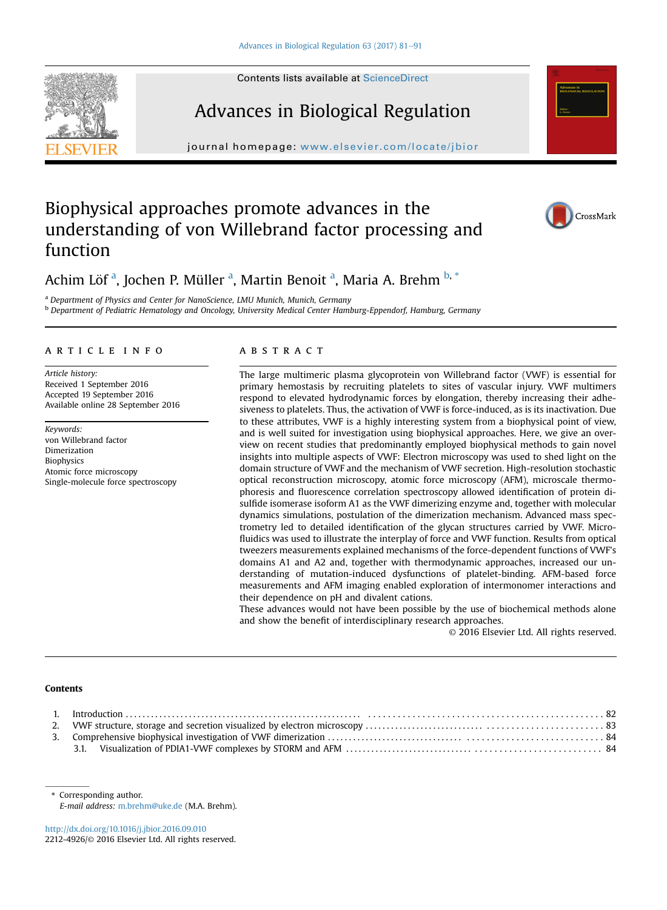# Biophysical approaches promote advances in the understanding of von Willebrand factor processing and function

Achim Löf [a], Jochen P. Müller [a], Martin Benoit [a], Maria A. Brehm [b,*]

[a] Department of Physics and Center for NanoScience, LMU Munich, Munich, Germany

[b] Department of Pediatric Hematology and Oncology, University Medical Center Hamburg-Eppendorf, Hamburg, Germany

## ARTICLE INFO

*Article history:*
Received 1 September 2016
Accepted 19 September 2016
Available online 28 September 2016

*Keywords:*
von Willebrand factor
Dimerization
Biophysics
Atomic force microscopy
Single-molecule force spectroscopy

## ABSTRACT

The large multimeric plasma glycoprotein von Willebrand factor (VWF) is essential for primary hemostasis by recruiting platelets to sites of vascular injury. VWF multimers respond to elevated hydrodynamic forces by elongation, thereby increasing their adhesiveness to platelets. Thus, the activation of VWF is force-induced, as is its inactivation. Due to these attributes, VWF is a highly interesting system from a biophysical point of view, and is well suited for investigation using biophysical approaches. Here, we give an overview on recent studies that predominantly employed biophysical methods to gain novel insights into multiple aspects of VWF: Electron microscopy was used to shed light on the domain structure of VWF and the mechanism of VWF secretion. High-resolution stochastic optical reconstruction microscopy, atomic force microscopy (AFM), microscale thermophoresis and fluorescence correlation spectroscopy allowed identification of protein disulfide isomerase isoform A1 as the VWF dimerizing enzyme and, together with molecular dynamics simulations, postulation of the dimerization mechanism. Advanced mass spectrometry led to detailed identification of the glycan structures carried by VWF. Microfluidics was used to illustrate the interplay of force and VWF function. Results from optical tweezers measurements explained mechanisms of the force-dependent functions of VWF's domains A1 and A2 and, together with thermodynamic approaches, increased our understanding of mutation-induced dysfunctions of platelet-binding. AFM-based force measurements and AFM imaging enabled exploration of intermonomer interactions and their dependence on pH and divalent cations.

These advances would not have been possible by the use of biochemical methods alone and show the benefit of interdisciplinary research approaches.

© 2016 Elsevier Ltd. All rights reserved.

**Contents**

1. Introduction ........ 82
2. VWF structure, storage and secretion visualized by electron microscopy ........ 83
3. Comprehensive biophysical investigation of VWF dimerization ........ 84
   3.1. Visualization of PDIA1-VWF complexes by STORM and AFM ........ 84

\* Corresponding author.
*E-mail address:* m.brehm@uke.de (M.A. Brehm).

http://dx.doi.org/10.1016/j.jbior.2016.09.010
2212-4926/© 2016 Elsevier Ltd. All rights reserved.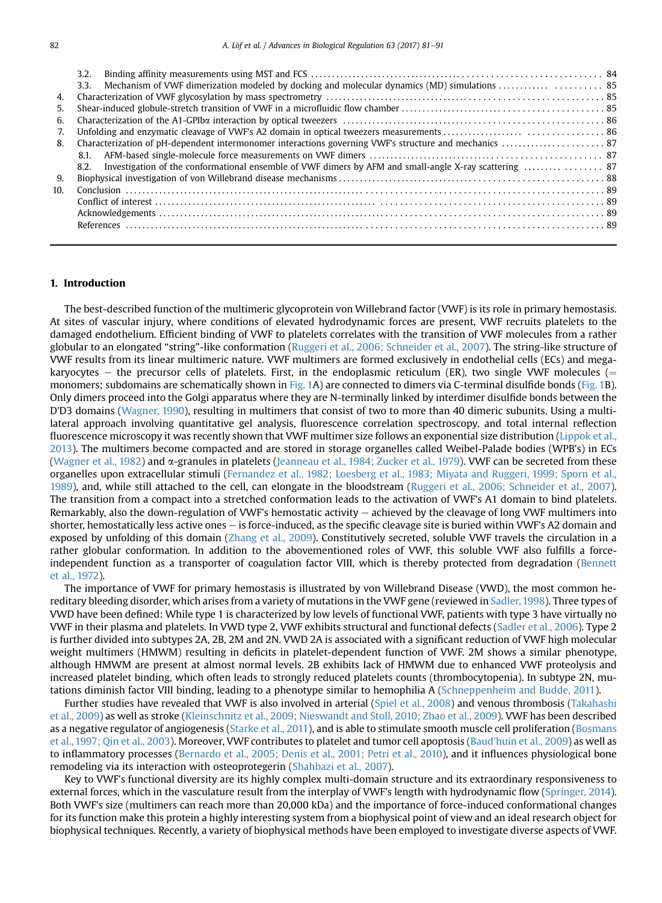3.2. Binding affinity measurements using MST and FCS ... 84
3.3. Mechanism of VWF dimerization modeled by docking and molecular dynamics (MD) simulations ... 85
4. Characterization of VWF glycosylation by mass spectrometry ... 85
5. Shear-induced globule-stretch transition of VWF in a microfluidic flow chamber ... 85
6. Characterization of the A1-GPIbα interaction by optical tweezers ... 86
7. Unfolding and enzymatic cleavage of VWF's A2 domain in optical tweezers measurements ... 86
8. Characterization of pH-dependent intermonomer interactions governing VWF's structure and mechanics ... 87
8.1. AFM-based single-molecule force measurements on VWF dimers ... 87
8.2. Investigation of the conformational ensemble of VWF dimers by AFM and small-angle X-ray scattering ... 87
9. Biophysical investigation of von Willebrand disease mechanisms ... 88
10. Conclusion ... 89
Conflict of interest ... 89
Acknowledgements ... 89
References ... 89

## 1. Introduction

The best-described function of the multimeric glycoprotein von Willebrand factor (VWF) is its role in primary hemostasis. At sites of vascular injury, where conditions of elevated hydrodynamic forces are present, VWF recruits platelets to the damaged endothelium. Efficient binding of VWF to platelets correlates with the transition of VWF molecules from a rather globular to an elongated "string"-like conformation (Ruggeri et al., 2006; Schneider et al., 2007). The string-like structure of VWF results from its linear multimeric nature. VWF multimers are formed exclusively in endothelial cells (ECs) and megakaryocytes – the precursor cells of platelets. First, in the endoplasmic reticulum (ER), two single VWF molecules (= monomers; subdomains are schematically shown in Fig. 1A) are connected to dimers via C-terminal disulfide bonds (Fig. 1B). Only dimers proceed into the Golgi apparatus where they are N-terminally linked by interdimer disulfide bonds between the D'D3 domains (Wagner, 1990), resulting in multimers that consist of two to more than 40 dimeric subunits. Using a multilateral approach involving quantitative gel analysis, fluorescence correlation spectroscopy, and total internal reflection fluorescence microscopy it was recently shown that VWF multimer size follows an exponential size distribution (Lippok et al., 2013). The multimers become compacted and are stored in storage organelles called Weibel-Palade bodies (WPB's) in ECs (Wagner et al., 1982) and α-granules in platelets (Jeanneau et al., 1984; Zucker et al., 1979). VWF can be secreted from these organelles upon extracellular stimuli (Fernandez et al., 1982; Loesberg et al., 1983; Miyata and Ruggeri, 1999; Sporn et al., 1989), and, while still attached to the cell, can elongate in the bloodstream (Ruggeri et al., 2006; Schneider et al., 2007). The transition from a compact into a stretched conformation leads to the activation of VWF's A1 domain to bind platelets. Remarkably, also the down-regulation of VWF's hemostatic activity – achieved by the cleavage of long VWF multimers into shorter, hemostatically less active ones – is force-induced, as the specific cleavage site is buried within VWF's A2 domain and exposed by unfolding of this domain (Zhang et al., 2009). Constitutively secreted, soluble VWF travels the circulation in a rather globular conformation. In addition to the abovementioned roles of VWF, this soluble VWF also fulfills a force-independent function as a transporter of coagulation factor VIII, which is thereby protected from degradation (Bennett et al., 1972).

The importance of VWF for primary hemostasis is illustrated by von Willebrand Disease (VWD), the most common hereditary bleeding disorder, which arises from a variety of mutations in the VWF gene (reviewed in Sadler, 1998). Three types of VWD have been defined: While type 1 is characterized by low levels of functional VWF, patients with type 3 have virtually no VWF in their plasma and platelets. In VWD type 2, VWF exhibits structural and functional defects (Sadler et al., 2006). Type 2 is further divided into subtypes 2A, 2B, 2M and 2N. VWD 2A is associated with a significant reduction of VWF high molecular weight multimers (HMWM) resulting in deficits in platelet-dependent function of VWF. 2M shows a similar phenotype, although HMWM are present at almost normal levels. 2B exhibits lack of HMWM due to enhanced VWF proteolysis and increased platelet binding, which often leads to strongly reduced platelets counts (thrombocytopenia). In subtype 2N, mutations diminish factor VIII binding, leading to a phenotype similar to hemophilia A (Schneppenheim and Budde, 2011).

Further studies have revealed that VWF is also involved in arterial (Spiel et al., 2008) and venous thrombosis (Takahashi et al., 2009) as well as stroke (Kleinschnitz et al., 2009; Nieswandt and Stoll, 2010; Zhao et al., 2009). VWF has been described as a negative regulator of angiogenesis (Starke et al., 2011), and is able to stimulate smooth muscle cell proliferation (Bosmans et al., 1997; Qin et al., 2003). Moreover, VWF contributes to platelet and tumor cell apoptosis (Baud'huin et al., 2009) as well as to inflammatory processes (Bernardo et al., 2005; Denis et al., 2001; Petri et al., 2010), and it influences physiological bone remodeling via its interaction with osteoprotegerin (Shahbazi et al., 2007).

Key to VWF's functional diversity are its highly complex multi-domain structure and its extraordinary responsiveness to external forces, which in the vasculature result from the interplay of VWF's length with hydrodynamic flow (Springer, 2014). Both VWF's size (multimers can reach more than 20,000 kDa) and the importance of force-induced conformational changes for its function make this protein a highly interesting system from a biophysical point of view and an ideal research object for biophysical techniques. Recently, a variety of biophysical methods have been employed to investigate diverse aspects of VWF.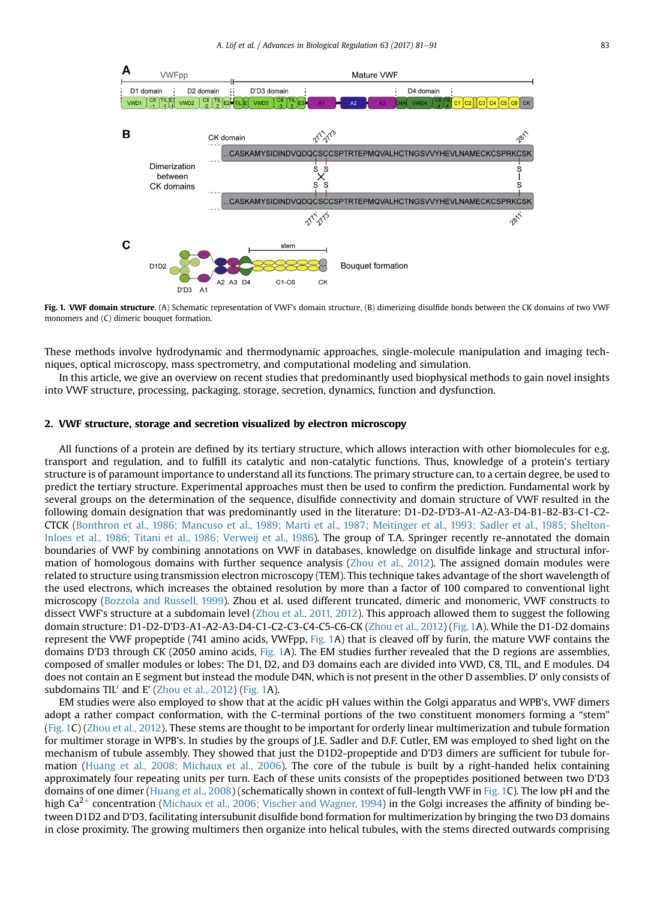**Fig. 1. VWF domain structure**. (A) Schematic representation of VWF's domain structure, (B) dimerizing disulfide bonds between the CK domains of two VWF monomers and (C) dimeric bouquet formation.

These methods involve hydrodynamic and thermodynamic approaches, single-molecule manipulation and imaging techniques, optical microscopy, mass spectrometry, and computational modeling and simulation.

In this article, we give an overview on recent studies that predominantly used biophysical methods to gain novel insights into VWF structure, processing, packaging, storage, secretion, dynamics, function and dysfunction.

## 2. VWF structure, storage and secretion visualized by electron microscopy

All functions of a protein are defined by its tertiary structure, which allows interaction with other biomolecules for e.g. transport and regulation, and to fulfill its catalytic and non-catalytic functions. Thus, knowledge of a protein's tertiary structure is of paramount importance to understand all its functions. The primary structure can, to a certain degree, be used to predict the tertiary structure. Experimental approaches must then be used to confirm the prediction. Fundamental work by several groups on the determination of the sequence, disulfide connectivity and domain structure of VWF resulted in the following domain designation that was predominantly used in the literature: D1-D2-D'D3-A1-A2-A3-D4-B1-B2-B3-C1-C2-CTCK (Bonthron et al., 1986; Mancuso et al., 1989; Marti et al., 1987; Meitinger et al., 1993; Sadler et al., 1985; Shelton-Inloes et al., 1986; Titani et al., 1986; Verweij et al., 1986). The group of T.A. Springer recently re-annotated the domain boundaries of VWF by combining annotations on VWF in databases, knowledge on disulfide linkage and structural information of homologous domains with further sequence analysis (Zhou et al., 2012). The assigned domain modules were related to structure using transmission electron microscopy (TEM). This technique takes advantage of the short wavelength of the used electrons, which increases the obtained resolution by more than a factor of 100 compared to conventional light microscopy (Bozzola and Russell, 1999). Zhou et al. used different truncated, dimeric and monomeric, VWF constructs to dissect VWF's structure at a subdomain level (Zhou et al., 2011, 2012). This approach allowed them to suggest the following domain structure: D1-D2-D'D3-A1-A2-A3-D4-C1-C2-C3-C4-C5-C6-CK (Zhou et al., 2012) (Fig. 1A). While the D1-D2 domains represent the VWF propeptide (741 amino acids, VWFpp, Fig. 1A) that is cleaved off by furin, the mature VWF contains the domains D'D3 through CK (2050 amino acids, Fig. 1A). The EM studies further revealed that the D regions are assemblies, composed of smaller modules or lobes: The D1, D2, and D3 domains each are divided into VWD, C8, TIL, and E modules. D4 does not contain an E segment but instead the module D4N, which is not present in the other D assemblies. D′ only consists of subdomains TIL′ and E′ (Zhou et al., 2012) (Fig. 1A).

EM studies were also employed to show that at the acidic pH values within the Golgi apparatus and WPB's, VWF dimers adopt a rather compact conformation, with the C-terminal portions of the two constituent monomers forming a "stem" (Fig. 1C) (Zhou et al., 2012). These stems are thought to be important for orderly linear multimerization and tubule formation for multimer storage in WPB's. In studies by the groups of J.E. Sadler and D.F. Cutler, EM was employed to shed light on the mechanism of tubule assembly. They showed that just the D1D2-propeptide and D'D3 dimers are sufficient for tubule formation (Huang et al., 2008; Michaux et al., 2006). The core of the tubule is built by a right-handed helix containing approximately four repeating units per turn. Each of these units consists of the propeptides positioned between two D'D3 domains of one dimer (Huang et al., 2008) (schematically shown in context of full-length VWF in Fig. 1C). The low pH and the high $Ca^{2+}$ concentration (Michaux et al., 2006; Vischer and Wagner, 1994) in the Golgi increases the affinity of binding between D1D2 and D'D3, facilitating intersubunit disulfide bond formation for multimerization by bringing the two D3 domains in close proximity. The growing multimers then organize into helical tubules, with the stems directed outwards comprising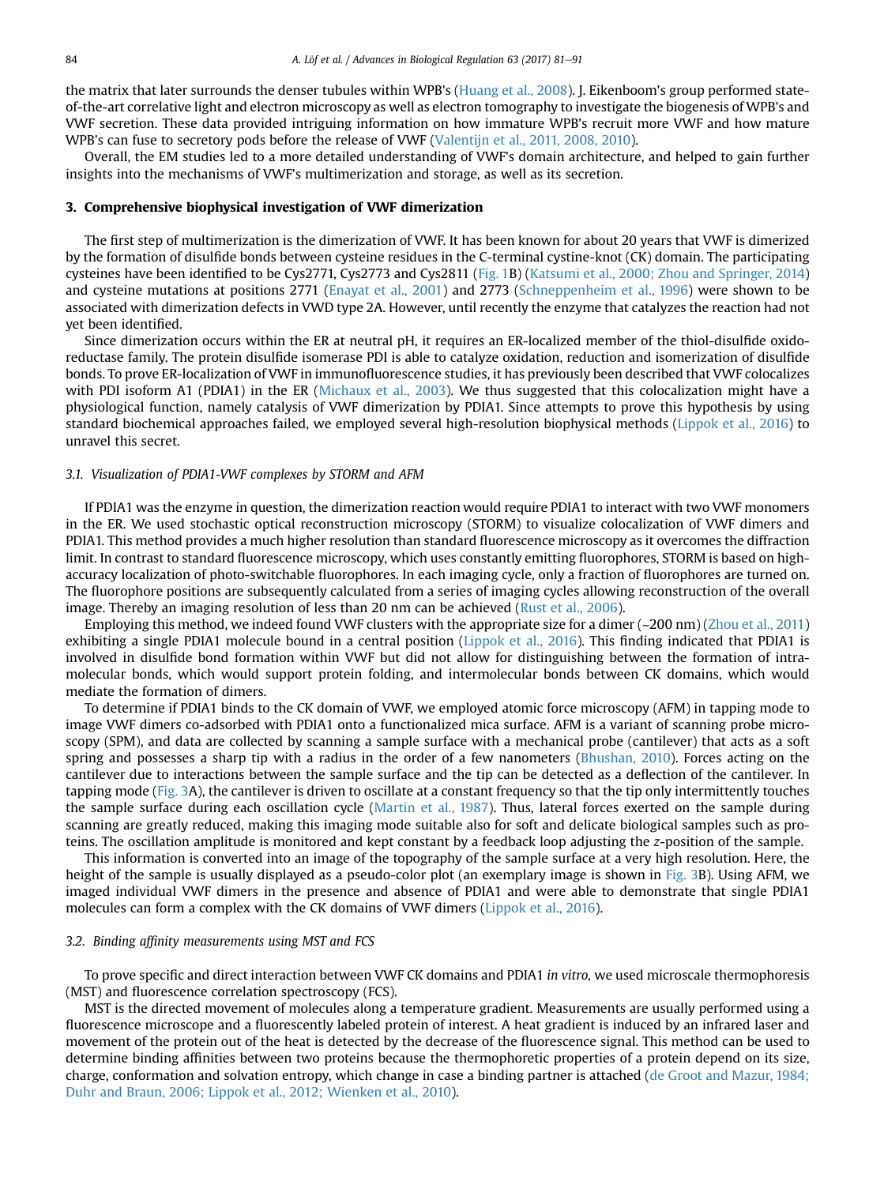the matrix that later surrounds the denser tubules within WPB's (Huang et al., 2008). J. Eikenboom's group performed state-of-the-art correlative light and electron microscopy as well as electron tomography to investigate the biogenesis of WPB's and VWF secretion. These data provided intriguing information on how immature WPB's recruit more VWF and how mature WPB's can fuse to secretory pods before the release of VWF (Valentijn et al., 2011, 2008, 2010).

Overall, the EM studies led to a more detailed understanding of VWF's domain architecture, and helped to gain further insights into the mechanisms of VWF's multimerization and storage, as well as its secretion.

## 3. Comprehensive biophysical investigation of VWF dimerization

The first step of multimerization is the dimerization of VWF. It has been known for about 20 years that VWF is dimerized by the formation of disulfide bonds between cysteine residues in the C-terminal cystine-knot (CK) domain. The participating cysteines have been identified to be Cys2771, Cys2773 and Cys2811 (Fig. 1B) (Katsumi et al., 2000; Zhou and Springer, 2014) and cysteine mutations at positions 2771 (Enayat et al., 2001) and 2773 (Schneppenheim et al., 1996) were shown to be associated with dimerization defects in VWD type 2A. However, until recently the enzyme that catalyzes the reaction had not yet been identified.

Since dimerization occurs within the ER at neutral pH, it requires an ER-localized member of the thiol-disulfide oxido-reductase family. The protein disulfide isomerase PDI is able to catalyze oxidation, reduction and isomerization of disulfide bonds. To prove ER-localization of VWF in immunofluorescence studies, it has previously been described that VWF colocalizes with PDI isoform A1 (PDIA1) in the ER (Michaux et al., 2003). We thus suggested that this colocalization might have a physiological function, namely catalysis of VWF dimerization by PDIA1. Since attempts to prove this hypothesis by using standard biochemical approaches failed, we employed several high-resolution biophysical methods (Lippok et al., 2016) to unravel this secret.

### 3.1. Visualization of PDIA1-VWF complexes by STORM and AFM

If PDIA1 was the enzyme in question, the dimerization reaction would require PDIA1 to interact with two VWF monomers in the ER. We used stochastic optical reconstruction microscopy (STORM) to visualize colocalization of VWF dimers and PDIA1. This method provides a much higher resolution than standard fluorescence microscopy as it overcomes the diffraction limit. In contrast to standard fluorescence microscopy, which uses constantly emitting fluorophores, STORM is based on high-accuracy localization of photo-switchable fluorophores. In each imaging cycle, only a fraction of fluorophores are turned on. The fluorophore positions are subsequently calculated from a series of imaging cycles allowing reconstruction of the overall image. Thereby an imaging resolution of less than 20 nm can be achieved (Rust et al., 2006).

Employing this method, we indeed found VWF clusters with the appropriate size for a dimer (~200 nm) (Zhou et al., 2011) exhibiting a single PDIA1 molecule bound in a central position (Lippok et al., 2016). This finding indicated that PDIA1 is involved in disulfide bond formation within VWF but did not allow for distinguishing between the formation of intra-molecular bonds, which would support protein folding, and intermolecular bonds between CK domains, which would mediate the formation of dimers.

To determine if PDIA1 binds to the CK domain of VWF, we employed atomic force microscopy (AFM) in tapping mode to image VWF dimers co-adsorbed with PDIA1 onto a functionalized mica surface. AFM is a variant of scanning probe microscopy (SPM), and data are collected by scanning a sample surface with a mechanical probe (cantilever) that acts as a soft spring and possesses a sharp tip with a radius in the order of a few nanometers (Bhushan, 2010). Forces acting on the cantilever due to interactions between the sample surface and the tip can be detected as a deflection of the cantilever. In tapping mode (Fig. 3A), the cantilever is driven to oscillate at a constant frequency so that the tip only intermittently touches the sample surface during each oscillation cycle (Martin et al., 1987). Thus, lateral forces exerted on the sample during scanning are greatly reduced, making this imaging mode suitable also for soft and delicate biological samples such as proteins. The oscillation amplitude is monitored and kept constant by a feedback loop adjusting the *z*-position of the sample.

This information is converted into an image of the topography of the sample surface at a very high resolution. Here, the height of the sample is usually displayed as a pseudo-color plot (an exemplary image is shown in Fig. 3B). Using AFM, we imaged individual VWF dimers in the presence and absence of PDIA1 and were able to demonstrate that single PDIA1 molecules can form a complex with the CK domains of VWF dimers (Lippok et al., 2016).

### 3.2. Binding affinity measurements using MST and FCS

To prove specific and direct interaction between VWF CK domains and PDIA1 *in vitro*, we used microscale thermophoresis (MST) and fluorescence correlation spectroscopy (FCS).

MST is the directed movement of molecules along a temperature gradient. Measurements are usually performed using a fluorescence microscope and a fluorescently labeled protein of interest. A heat gradient is induced by an infrared laser and movement of the protein out of the heat is detected by the decrease of the fluorescence signal. This method can be used to determine binding affinities between two proteins because the thermophoretic properties of a protein depend on its size, charge, conformation and solvation entropy, which change in case a binding partner is attached (de Groot and Mazur, 1984; Duhr and Braun, 2006; Lippok et al., 2012; Wienken et al., 2010).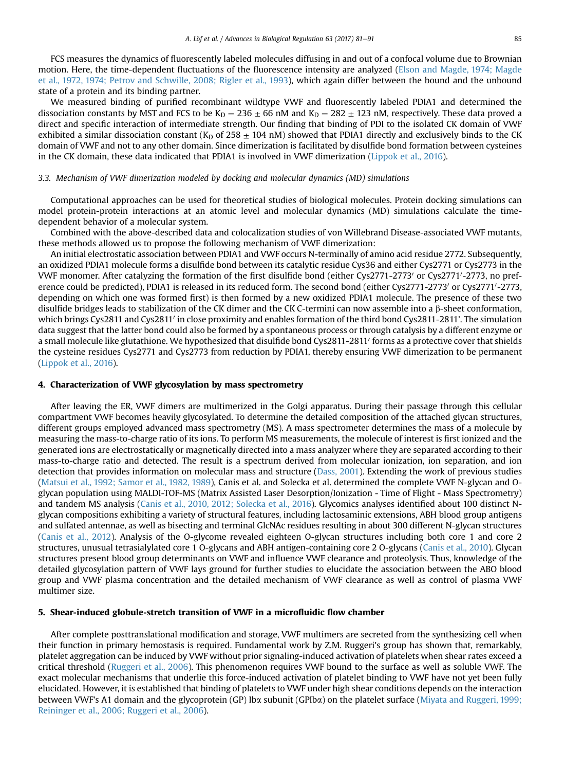FCS measures the dynamics of fluorescently labeled molecules diffusing in and out of a confocal volume due to Brownian motion. Here, the time-dependent fluctuations of the fluorescence intensity are analyzed (Elson and Magde, 1974; Magde et al., 1972, 1974; Petrov and Schwille, 2008; Rigler et al., 1993), which again differ between the bound and the unbound state of a protein and its binding partner.

We measured binding of purified recombinant wildtype VWF and fluorescently labeled PDIA1 and determined the dissociation constants by MST and FCS to be $K_D = 236 \pm 66$ nM and $K_D = 282 \pm 123$ nM, respectively. These data proved a direct and specific interaction of intermediate strength. Our finding that binding of PDI to the isolated CK domain of VWF exhibited a similar dissociation constant ($K_D$ of $258 \pm 104$ nM) showed that PDIA1 directly and exclusively binds to the CK domain of VWF and not to any other domain. Since dimerization is facilitated by disulfide bond formation between cysteines in the CK domain, these data indicated that PDIA1 is involved in VWF dimerization (Lippok et al., 2016).

### 3.3. Mechanism of VWF dimerization modeled by docking and molecular dynamics (MD) simulations

Computational approaches can be used for theoretical studies of biological molecules. Protein docking simulations can model protein-protein interactions at an atomic level and molecular dynamics (MD) simulations calculate the time-dependent behavior of a molecular system.

Combined with the above-described data and colocalization studies of von Willebrand Disease-associated VWF mutants, these methods allowed us to propose the following mechanism of VWF dimerization:

An initial electrostatic association between PDIA1 and VWF occurs N-terminally of amino acid residue 2772. Subsequently, an oxidized PDIA1 molecule forms a disulfide bond between its catalytic residue Cys36 and either Cys2771 or Cys2773 in the VWF monomer. After catalyzing the formation of the first disulfide bond (either Cys2771-2773′ or Cys2771′-2773, no preference could be predicted), PDIA1 is released in its reduced form. The second bond (either Cys2771-2773′ or Cys2771′-2773, depending on which one was formed first) is then formed by a new oxidized PDIA1 molecule. The presence of these two disulfide bridges leads to stabilization of the CK dimer and the CK C-termini can now assemble into a β-sheet conformation, which brings Cys2811 and Cys2811′ in close proximity and enables formation of the third bond Cys2811-2811'. The simulation data suggest that the latter bond could also be formed by a spontaneous process or through catalysis by a different enzyme or a small molecule like glutathione. We hypothesized that disulfide bond Cys2811-2811′ forms as a protective cover that shields the cysteine residues Cys2771 and Cys2773 from reduction by PDIA1, thereby ensuring VWF dimerization to be permanent (Lippok et al., 2016).

## 4. Characterization of VWF glycosylation by mass spectrometry

After leaving the ER, VWF dimers are multimerized in the Golgi apparatus. During their passage through this cellular compartment VWF becomes heavily glycosylated. To determine the detailed composition of the attached glycan structures, different groups employed advanced mass spectrometry (MS). A mass spectrometer determines the mass of a molecule by measuring the mass-to-charge ratio of its ions. To perform MS measurements, the molecule of interest is first ionized and the generated ions are electrostatically or magnetically directed into a mass analyzer where they are separated according to their mass-to-charge ratio and detected. The result is a spectrum derived from molecular ionization, ion separation, and ion detection that provides information on molecular mass and structure (Dass, 2001). Extending the work of previous studies (Matsui et al., 1992; Samor et al., 1982, 1989), Canis et al. and Solecka et al. determined the complete VWF N-glycan and O-glycan population using MALDI-TOF-MS (Matrix Assisted Laser Desorption/Ionization - Time of Flight - Mass Spectrometry) and tandem MS analysis (Canis et al., 2010, 2012; Solecka et al., 2016). Glycomics analyses identified about 100 distinct N-glycan compositions exhibiting a variety of structural features, including lactosaminic extensions, ABH blood group antigens and sulfated antennae, as well as bisecting and terminal GlcNAc residues resulting in about 300 different N-glycan structures (Canis et al., 2012). Analysis of the O-glycome revealed eighteen O-glycan structures including both core 1 and core 2 structures, unusual tetrasialylated core 1 O-glycans and ABH antigen-containing core 2 O-glycans (Canis et al., 2010). Glycan structures present blood group determinants on VWF and influence VWF clearance and proteolysis. Thus, knowledge of the detailed glycosylation pattern of VWF lays ground for further studies to elucidate the association between the ABO blood group and VWF plasma concentration and the detailed mechanism of VWF clearance as well as control of plasma VWF multimer size.

## 5. Shear-induced globule-stretch transition of VWF in a microfluidic flow chamber

After complete posttranslational modification and storage, VWF multimers are secreted from the synthesizing cell when their function in primary hemostasis is required. Fundamental work by Z.M. Ruggeri's group has shown that, remarkably, platelet aggregation can be induced by VWF without prior signaling-induced activation of platelets when shear rates exceed a critical threshold (Ruggeri et al., 2006). This phenomenon requires VWF bound to the surface as well as soluble VWF. The exact molecular mechanisms that underlie this force-induced activation of platelet binding to VWF have not yet been fully elucidated. However, it is established that binding of platelets to VWF under high shear conditions depends on the interaction between VWF's A1 domain and the glycoprotein (GP) Ibα subunit (GPIbα) on the platelet surface (Miyata and Ruggeri, 1999; Reininger et al., 2006; Ruggeri et al., 2006).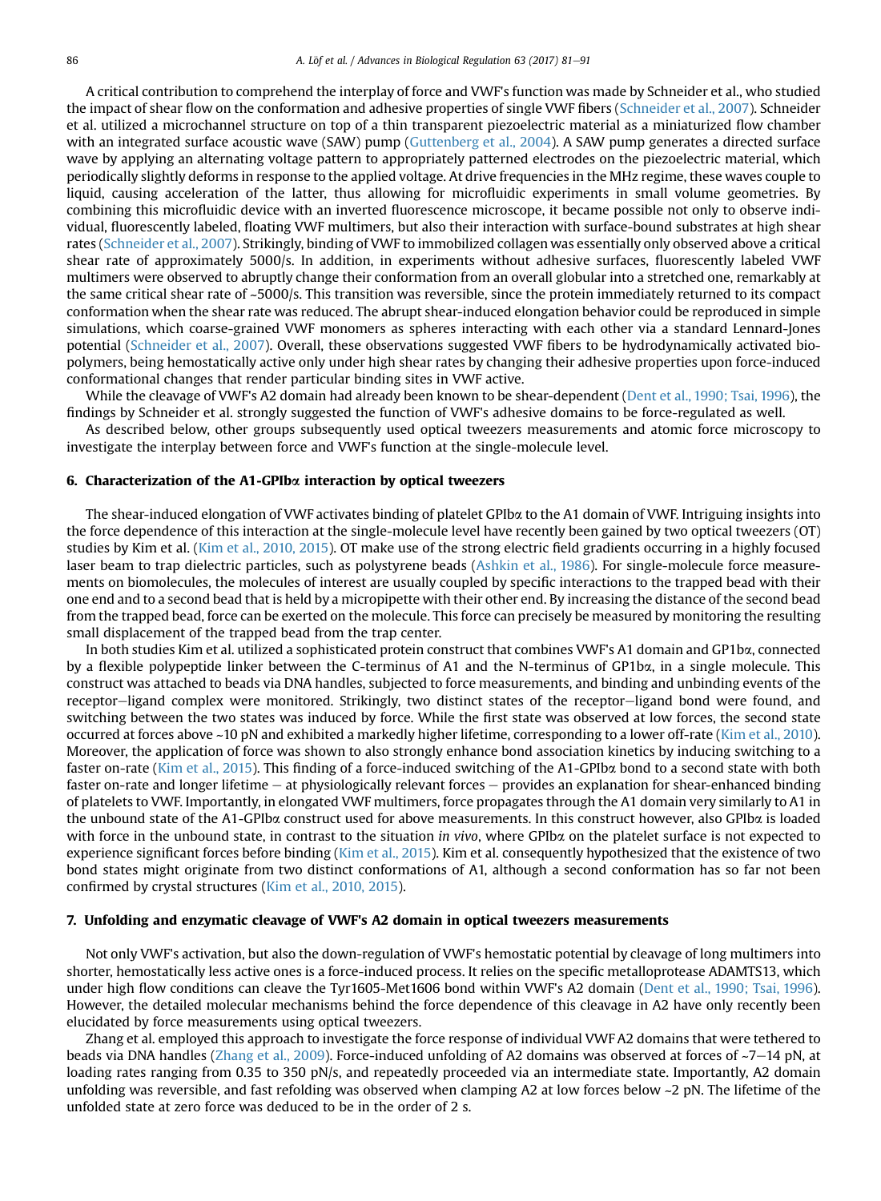A critical contribution to comprehend the interplay of force and VWF's function was made by Schneider et al., who studied the impact of shear flow on the conformation and adhesive properties of single VWF fibers (Schneider et al., 2007). Schneider et al. utilized a microchannel structure on top of a thin transparent piezoelectric material as a miniaturized flow chamber with an integrated surface acoustic wave (SAW) pump (Guttenberg et al., 2004). A SAW pump generates a directed surface wave by applying an alternating voltage pattern to appropriately patterned electrodes on the piezoelectric material, which periodically slightly deforms in response to the applied voltage. At drive frequencies in the MHz regime, these waves couple to liquid, causing acceleration of the latter, thus allowing for microfluidic experiments in small volume geometries. By combining this microfluidic device with an inverted fluorescence microscope, it became possible not only to observe individual, fluorescently labeled, floating VWF multimers, but also their interaction with surface-bound substrates at high shear rates (Schneider et al., 2007). Strikingly, binding of VWF to immobilized collagen was essentially only observed above a critical shear rate of approximately 5000/s. In addition, in experiments without adhesive surfaces, fluorescently labeled VWF multimers were observed to abruptly change their conformation from an overall globular into a stretched one, remarkably at the same critical shear rate of ~5000/s. This transition was reversible, since the protein immediately returned to its compact conformation when the shear rate was reduced. The abrupt shear-induced elongation behavior could be reproduced in simple simulations, which coarse-grained VWF monomers as spheres interacting with each other via a standard Lennard-Jones potential (Schneider et al., 2007). Overall, these observations suggested VWF fibers to be hydrodynamically activated biopolymers, being hemostatically active only under high shear rates by changing their adhesive properties upon force-induced conformational changes that render particular binding sites in VWF active.

While the cleavage of VWF's A2 domain had already been known to be shear-dependent (Dent et al., 1990; Tsai, 1996), the findings by Schneider et al. strongly suggested the function of VWF's adhesive domains to be force-regulated as well.

As described below, other groups subsequently used optical tweezers measurements and atomic force microscopy to investigate the interplay between force and VWF's function at the single-molecule level.

## 6. Characterization of the A1-GPIbα interaction by optical tweezers

The shear-induced elongation of VWF activates binding of platelet GPIbα to the A1 domain of VWF. Intriguing insights into the force dependence of this interaction at the single-molecule level have recently been gained by two optical tweezers (OT) studies by Kim et al. (Kim et al., 2010, 2015). OT make use of the strong electric field gradients occurring in a highly focused laser beam to trap dielectric particles, such as polystyrene beads (Ashkin et al., 1986). For single-molecule force measurements on biomolecules, the molecules of interest are usually coupled by specific interactions to the trapped bead with their one end and to a second bead that is held by a micropipette with their other end. By increasing the distance of the second bead from the trapped bead, force can be exerted on the molecule. This force can precisely be measured by monitoring the resulting small displacement of the trapped bead from the trap center.

In both studies Kim et al. utilized a sophisticated protein construct that combines VWF's A1 domain and GP1bα, connected by a flexible polypeptide linker between the C-terminus of A1 and the N-terminus of GP1bα, in a single molecule. This construct was attached to beads via DNA handles, subjected to force measurements, and binding and unbinding events of the receptor–ligand complex were monitored. Strikingly, two distinct states of the receptor–ligand bond were found, and switching between the two states was induced by force. While the first state was observed at low forces, the second state occurred at forces above ~10 pN and exhibited a markedly higher lifetime, corresponding to a lower off-rate (Kim et al., 2010). Moreover, the application of force was shown to also strongly enhance bond association kinetics by inducing switching to a faster on-rate (Kim et al., 2015). This finding of a force-induced switching of the A1-GPIbα bond to a second state with both faster on-rate and longer lifetime – at physiologically relevant forces – provides an explanation for shear-enhanced binding of platelets to VWF. Importantly, in elongated VWF multimers, force propagates through the A1 domain very similarly to A1 in the unbound state of the A1-GPIbα construct used for above measurements. In this construct however, also GPIbα is loaded with force in the unbound state, in contrast to the situation *in vivo*, where GPIbα on the platelet surface is not expected to experience significant forces before binding (Kim et al., 2015). Kim et al. consequently hypothesized that the existence of two bond states might originate from two distinct conformations of A1, although a second conformation has so far not been confirmed by crystal structures (Kim et al., 2010, 2015).

## 7. Unfolding and enzymatic cleavage of VWF's A2 domain in optical tweezers measurements

Not only VWF's activation, but also the down-regulation of VWF's hemostatic potential by cleavage of long multimers into shorter, hemostatically less active ones is a force-induced process. It relies on the specific metalloprotease ADAMTS13, which under high flow conditions can cleave the Tyr1605-Met1606 bond within VWF's A2 domain (Dent et al., 1990; Tsai, 1996). However, the detailed molecular mechanisms behind the force dependence of this cleavage in A2 have only recently been elucidated by force measurements using optical tweezers.

Zhang et al. employed this approach to investigate the force response of individual VWF A2 domains that were tethered to beads via DNA handles (Zhang et al., 2009). Force-induced unfolding of A2 domains was observed at forces of ~7–14 pN, at loading rates ranging from 0.35 to 350 pN/s, and repeatedly proceeded via an intermediate state. Importantly, A2 domain unfolding was reversible, and fast refolding was observed when clamping A2 at low forces below ~2 pN. The lifetime of the unfolded state at zero force was deduced to be in the order of 2 s.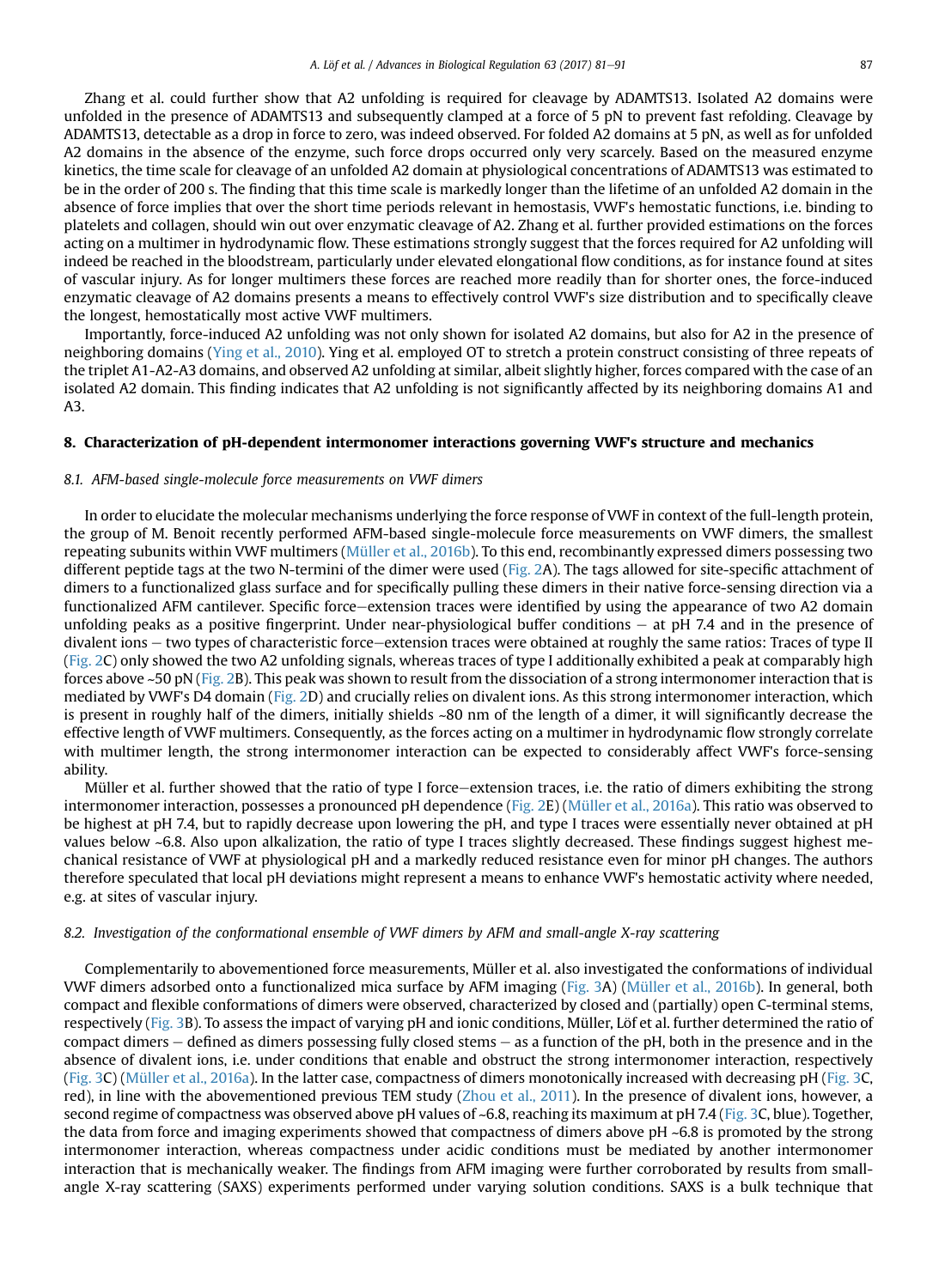Zhang et al. could further show that A2 unfolding is required for cleavage by ADAMTS13. Isolated A2 domains were unfolded in the presence of ADAMTS13 and subsequently clamped at a force of 5 pN to prevent fast refolding. Cleavage by ADAMTS13, detectable as a drop in force to zero, was indeed observed. For folded A2 domains at 5 pN, as well as for unfolded A2 domains in the absence of the enzyme, such force drops occurred only very scarcely. Based on the measured enzyme kinetics, the time scale for cleavage of an unfolded A2 domain at physiological concentrations of ADAMTS13 was estimated to be in the order of 200 s. The finding that this time scale is markedly longer than the lifetime of an unfolded A2 domain in the absence of force implies that over the short time periods relevant in hemostasis, VWF's hemostatic functions, i.e. binding to platelets and collagen, should win out over enzymatic cleavage of A2. Zhang et al. further provided estimations on the forces acting on a multimer in hydrodynamic flow. These estimations strongly suggest that the forces required for A2 unfolding will indeed be reached in the bloodstream, particularly under elevated elongational flow conditions, as for instance found at sites of vascular injury. As for longer multimers these forces are reached more readily than for shorter ones, the force-induced enzymatic cleavage of A2 domains presents a means to effectively control VWF's size distribution and to specifically cleave the longest, hemostatically most active VWF multimers.

Importantly, force-induced A2 unfolding was not only shown for isolated A2 domains, but also for A2 in the presence of neighboring domains (Ying et al., 2010). Ying et al. employed OT to stretch a protein construct consisting of three repeats of the triplet A1-A2-A3 domains, and observed A2 unfolding at similar, albeit slightly higher, forces compared with the case of an isolated A2 domain. This finding indicates that A2 unfolding is not significantly affected by its neighboring domains A1 and A3.

## 8. Characterization of pH-dependent intermonomer interactions governing VWF's structure and mechanics

### 8.1. AFM-based single-molecule force measurements on VWF dimers

In order to elucidate the molecular mechanisms underlying the force response of VWF in context of the full-length protein, the group of M. Benoit recently performed AFM-based single-molecule force measurements on VWF dimers, the smallest repeating subunits within VWF multimers (Müller et al., 2016b). To this end, recombinantly expressed dimers possessing two different peptide tags at the two N-termini of the dimer were used (Fig. 2A). The tags allowed for site-specific attachment of dimers to a functionalized glass surface and for specifically pulling these dimers in their native force-sensing direction via a functionalized AFM cantilever. Specific force–extension traces were identified by using the appearance of two A2 domain unfolding peaks as a positive fingerprint. Under near-physiological buffer conditions – at pH 7.4 and in the presence of divalent ions – two types of characteristic force–extension traces were obtained at roughly the same ratios: Traces of type II (Fig. 2C) only showed the two A2 unfolding signals, whereas traces of type I additionally exhibited a peak at comparably high forces above ~50 pN (Fig. 2B). This peak was shown to result from the dissociation of a strong intermonomer interaction that is mediated by VWF's D4 domain (Fig. 2D) and crucially relies on divalent ions. As this strong intermonomer interaction, which is present in roughly half of the dimers, initially shields ~80 nm of the length of a dimer, it will significantly decrease the effective length of VWF multimers. Consequently, as the forces acting on a multimer in hydrodynamic flow strongly correlate with multimer length, the strong intermonomer interaction can be expected to considerably affect VWF's force-sensing ability.

Müller et al. further showed that the ratio of type I force–extension traces, i.e. the ratio of dimers exhibiting the strong intermonomer interaction, possesses a pronounced pH dependence (Fig. 2E) (Müller et al., 2016a). This ratio was observed to be highest at pH 7.4, but to rapidly decrease upon lowering the pH, and type I traces were essentially never obtained at pH values below ~6.8. Also upon alkalization, the ratio of type I traces slightly decreased. These findings suggest highest mechanical resistance of VWF at physiological pH and a markedly reduced resistance even for minor pH changes. The authors therefore speculated that local pH deviations might represent a means to enhance VWF's hemostatic activity where needed, e.g. at sites of vascular injury.

### 8.2. Investigation of the conformational ensemble of VWF dimers by AFM and small-angle X-ray scattering

Complementarily to abovementioned force measurements, Müller et al. also investigated the conformations of individual VWF dimers adsorbed onto a functionalized mica surface by AFM imaging (Fig. 3A) (Müller et al., 2016b). In general, both compact and flexible conformations of dimers were observed, characterized by closed and (partially) open C-terminal stems, respectively (Fig. 3B). To assess the impact of varying pH and ionic conditions, Müller, Löf et al. further determined the ratio of compact dimers – defined as dimers possessing fully closed stems – as a function of the pH, both in the presence and in the absence of divalent ions, i.e. under conditions that enable and obstruct the strong intermonomer interaction, respectively (Fig. 3C) (Müller et al., 2016a). In the latter case, compactness of dimers monotonically increased with decreasing pH (Fig. 3C, red), in line with the abovementioned previous TEM study (Zhou et al., 2011). In the presence of divalent ions, however, a second regime of compactness was observed above pH values of ~6.8, reaching its maximum at pH 7.4 (Fig. 3C, blue). Together, the data from force and imaging experiments showed that compactness of dimers above pH ~6.8 is promoted by the strong intermonomer interaction, whereas compactness under acidic conditions must be mediated by another intermonomer interaction that is mechanically weaker. The findings from AFM imaging were further corroborated by results from small-angle X-ray scattering (SAXS) experiments performed under varying solution conditions. SAXS is a bulk technique that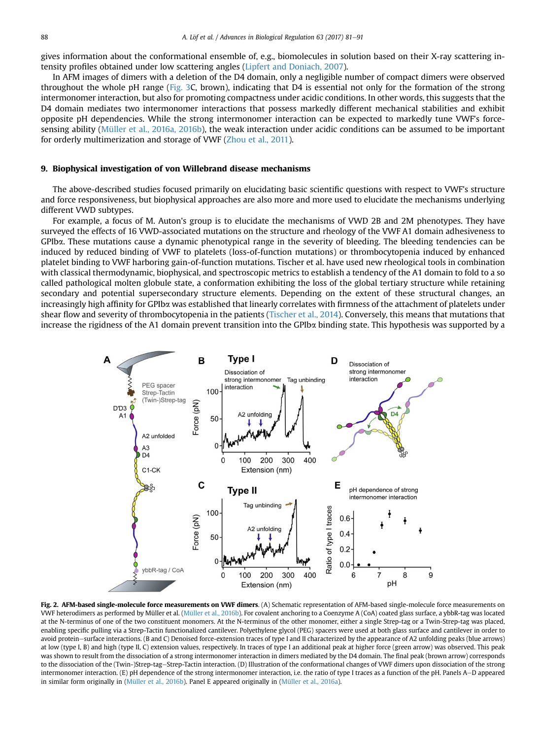gives information about the conformational ensemble of, e.g., biomolecules in solution based on their X-ray scattering intensity profiles obtained under low scattering angles (Lipfert and Doniach, 2007).

In AFM images of dimers with a deletion of the D4 domain, only a negligible number of compact dimers were observed throughout the whole pH range (Fig. 3C, brown), indicating that D4 is essential not only for the formation of the strong intermonomer interaction, but also for promoting compactness under acidic conditions. In other words, this suggests that the D4 domain mediates two intermonomer interactions that possess markedly different mechanical stabilities and exhibit opposite pH dependencies. While the strong intermonomer interaction can be expected to markedly tune VWF's force-sensing ability (Müller et al., 2016a, 2016b), the weak interaction under acidic conditions can be assumed to be important for orderly multimerization and storage of VWF (Zhou et al., 2011).

## 9. Biophysical investigation of von Willebrand disease mechanisms

The above-described studies focused primarily on elucidating basic scientific questions with respect to VWF's structure and force responsiveness, but biophysical approaches are also more and more used to elucidate the mechanisms underlying different VWD subtypes.

For example, a focus of M. Auton's group is to elucidate the mechanisms of VWD 2B and 2M phenotypes. They have surveyed the effects of 16 VWD-associated mutations on the structure and rheology of the VWF A1 domain adhesiveness to GPIbα. These mutations cause a dynamic phenotypical range in the severity of bleeding. The bleeding tendencies can be induced by reduced binding of VWF to platelets (loss-of-function mutations) or thrombocytopenia induced by enhanced platelet binding to VWF harboring gain-of-function mutations. Tischer et al. have used new rheological tools in combination with classical thermodynamic, biophysical, and spectroscopic metrics to establish a tendency of the A1 domain to fold to a so called pathological molten globule state, a conformation exhibiting the loss of the global tertiary structure while retaining secondary and potential supersecondary structure elements. Depending on the extent of these structural changes, an increasingly high affinity for GPIbα was established that linearly correlates with firmness of the attachment of platelets under shear flow and severity of thrombocytopenia in the patients (Tischer et al., 2014). Conversely, this means that mutations that increase the rigidness of the A1 domain prevent transition into the GPIbα binding state. This hypothesis was supported by a

**Fig. 2. AFM-based single-molecule force measurements on VWF dimers**. (A) Schematic representation of AFM-based single-molecule force measurements on VWF heterodimers as performed by Müller et al. (Müller et al., 2016b). For covalent anchoring to a Coenzyme A (CoA) coated glass surface, a ybbR-tag was located at the N-terminus of one of the two constituent monomers. At the N-terminus of the other monomer, either a single Strep-tag or a Twin-Strep-tag was placed, enabling specific pulling via a Strep-Tactin functionalized cantilever. Polyethylene glycol (PEG) spacers were used at both glass surface and cantilever in order to avoid protein–surface interactions. (B and C) Denoised force-extension traces of type I and II characterized by the appearance of A2 unfolding peaks (blue arrows) at low (type I, B) and high (type II, C) extension values, respectively. In traces of type I an additional peak at higher force (green arrow) was observed. This peak was shown to result from the dissociation of a strong intermonomer interaction in dimers mediated by the D4 domain. The final peak (brown arrow) corresponds to the dissociation of the (Twin-)Strep-tag–Strep-Tactin interaction. (D) Illustration of the conformational changes of VWF dimers upon dissociation of the strong intermonomer interaction. (E) pH dependence of the strong intermonomer interaction, i.e. the ratio of type I traces as a function of the pH. Panels A–D appeared in similar form originally in (Müller et al., 2016b). Panel E appeared originally in (Müller et al., 2016a).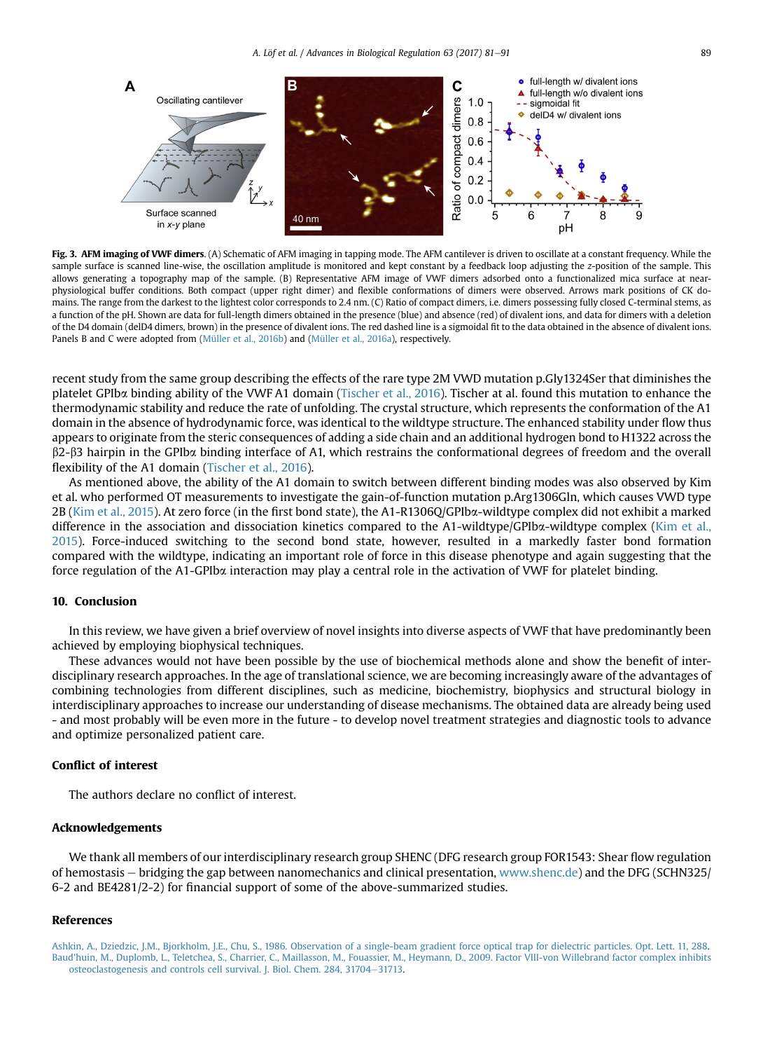**Fig. 3. AFM imaging of VWF dimers.** (A) Schematic of AFM imaging in tapping mode. The AFM cantilever is driven to oscillate at a constant frequency. While the sample surface is scanned line-wise, the oscillation amplitude is monitored and kept constant by a feedback loop adjusting the z-position of the sample. This allows generating a topography map of the sample. (B) Representative AFM image of VWF dimers adsorbed onto a functionalized mica surface at near-physiological buffer conditions. Both compact (upper right dimer) and flexible conformations of dimers were observed. Arrows mark positions of CK domains. The range from the darkest to the lightest color corresponds to 2.4 nm. (C) Ratio of compact dimers, i.e. dimers possessing fully closed C-terminal stems, as a function of the pH. Shown are data for full-length dimers obtained in the presence (blue) and absence (red) of divalent ions, and data for dimers with a deletion of the D4 domain (delD4 dimers, brown) in the presence of divalent ions. The red dashed line is a sigmoidal fit to the data obtained in the absence of divalent ions. Panels B and C were adopted from (Müller et al., 2016b) and (Müller et al., 2016a), respectively.

recent study from the same group describing the effects of the rare type 2M VWD mutation p.Gly1324Ser that diminishes the platelet GPIbα binding ability of the VWF A1 domain (Tischer et al., 2016). Tischer at al. found this mutation to enhance the thermodynamic stability and reduce the rate of unfolding. The crystal structure, which represents the conformation of the A1 domain in the absence of hydrodynamic force, was identical to the wildtype structure. The enhanced stability under flow thus appears to originate from the steric consequences of adding a side chain and an additional hydrogen bond to H1322 across the β2-β3 hairpin in the GPIbα binding interface of A1, which restrains the conformational degrees of freedom and the overall flexibility of the A1 domain (Tischer et al., 2016).

As mentioned above, the ability of the A1 domain to switch between different binding modes was also observed by Kim et al. who performed OT measurements to investigate the gain-of-function mutation p.Arg1306Gln, which causes VWD type 2B (Kim et al., 2015). At zero force (in the first bond state), the A1-R1306Q/GPIbα-wildtype complex did not exhibit a marked difference in the association and dissociation kinetics compared to the A1-wildtype/GPIbα-wildtype complex (Kim et al., 2015). Force-induced switching to the second bond state, however, resulted in a markedly faster bond formation compared with the wildtype, indicating an important role of force in this disease phenotype and again suggesting that the force regulation of the A1-GPIbα interaction may play a central role in the activation of VWF for platelet binding.

## 10. Conclusion

In this review, we have given a brief overview of novel insights into diverse aspects of VWF that have predominantly been achieved by employing biophysical techniques.

These advances would not have been possible by the use of biochemical methods alone and show the benefit of interdisciplinary research approaches. In the age of translational science, we are becoming increasingly aware of the advantages of combining technologies from different disciplines, such as medicine, biochemistry, biophysics and structural biology in interdisciplinary approaches to increase our understanding of disease mechanisms. The obtained data are already being used - and most probably will be even more in the future - to develop novel treatment strategies and diagnostic tools to advance and optimize personalized patient care.

## Conflict of interest

The authors declare no conflict of interest.

## Acknowledgements

We thank all members of our interdisciplinary research group SHENC (DFG research group FOR1543: Shear flow regulation of hemostasis — bridging the gap between nanomechanics and clinical presentation, www.shenc.de) and the DFG (SCHN325/6-2 and BE4281/2-2) for financial support of some of the above-summarized studies.

## References

Ashkin, A., Dziedzic, J.M., Bjorkholm, J.E., Chu, S., 1986. Observation of a single-beam gradient force optical trap for dielectric particles. Opt. Lett. 11, 288.

Baud'huin, M., Duplomb, L., Teletchea, S., Charrier, C., Maillasson, M., Fouassier, M., Heymann, D., 2009. Factor VIII-von Willebrand factor complex inhibits osteoclastogenesis and controls cell survival. J. Biol. Chem. 284, 31704–31713.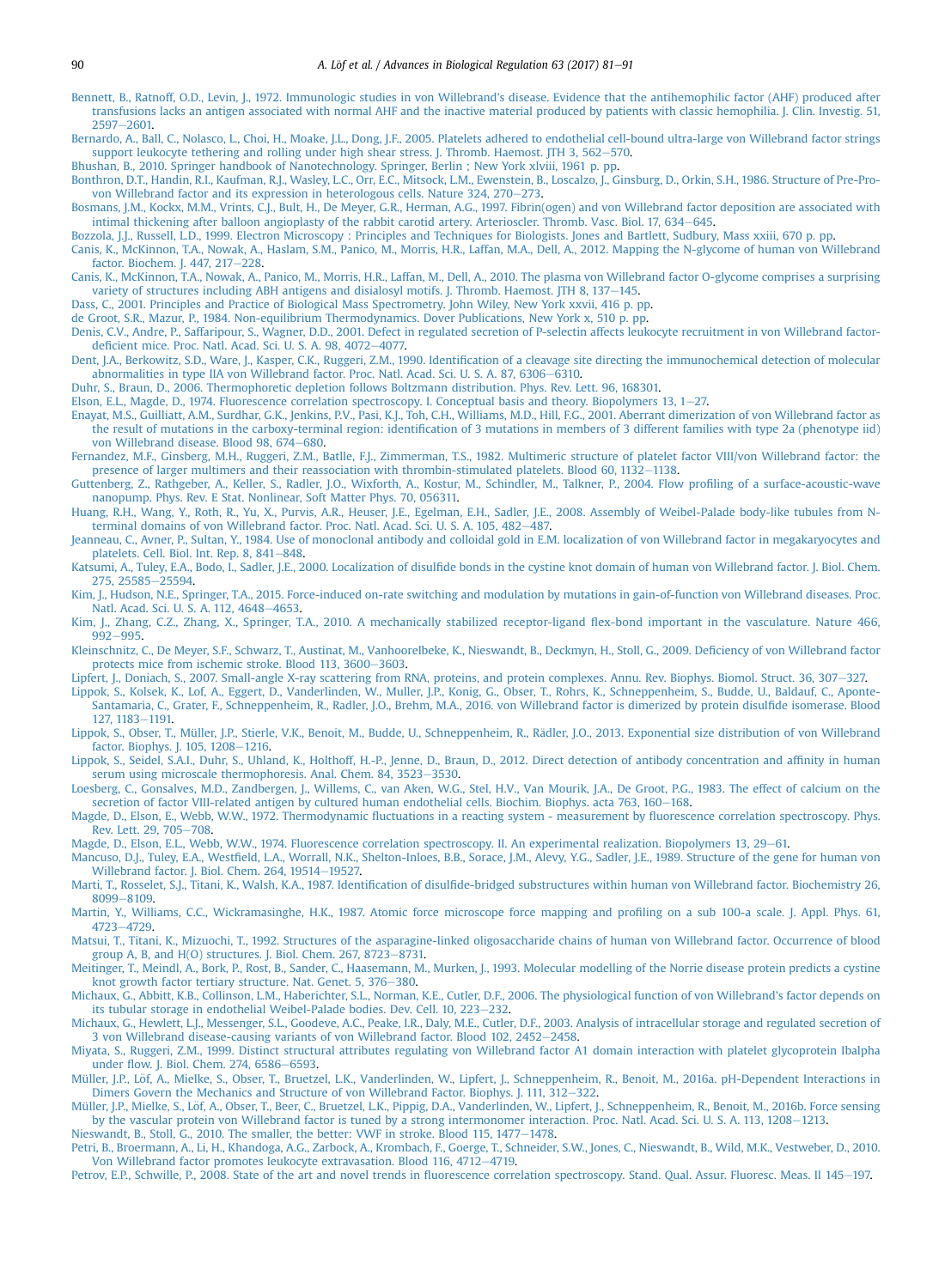Bennett, B., Ratnoff, O.D., Levin, J., 1972. Immunologic studies in von Willebrand's disease. Evidence that the antihemophilic factor (AHF) produced after transfusions lacks an antigen associated with normal AHF and the inactive material produced by patients with classic hemophilia. J. Clin. Investig. 51, 2597–2601.

Bernardo, A., Ball, C., Nolasco, L., Choi, H., Moake, J.L., Dong, J.F., 2005. Platelets adhered to endothelial cell-bound ultra-large von Willebrand factor strings support leukocyte tethering and rolling under high shear stress. J. Thromb. Haemost. JTH 3, 562–570.

Bhushan, B., 2010. Springer handbook of Nanotechnology. Springer, Berlin ; New York xlviii, 1961 p. pp.

Bonthron, D.T., Handin, R.I., Kaufman, R.J., Wasley, L.C., Orr, E.C., Mitsock, L.M., Ewenstein, B., Loscalzo, J., Ginsburg, D., Orkin, S.H., 1986. Structure of Pre-Pro-von Willebrand factor and its expression in heterologous cells. Nature 324, 270–273.

Bosmans, J.M., Kockx, M.M., Vrints, C.J., Bult, H., De Meyer, G.R., Herman, A.G., 1997. Fibrin(ogen) and von Willebrand factor deposition are associated with intimal thickening after balloon angioplasty of the rabbit carotid artery. Arterioscler. Thromb. Vasc. Biol. 17, 634–645.

Bozzola, J.J., Russell, L.D., 1999. Electron Microscopy : Principles and Techniques for Biologists. Jones and Bartlett, Sudbury, Mass xxiii, 670 p. pp.

Canis, K., McKinnon, T.A., Nowak, A., Haslam, S.M., Panico, M., Morris, H.R., Laffan, M.A., Dell, A., 2012. Mapping the N-glycome of human von Willebrand factor. Biochem. J. 447, 217–228.

Canis, K., McKinnon, T.A., Nowak, A., Panico, M., Morris, H.R., Laffan, M., Dell, A., 2010. The plasma von Willebrand factor O-glycome comprises a surprising variety of structures including ABH antigens and disialosyl motifs. J. Thromb. Haemost. JTH 8, 137–145.

Dass, C., 2001. Principles and Practice of Biological Mass Spectrometry. John Wiley, New York xxvii, 416 p. pp.

de Groot, S.R., Mazur, P., 1984. Non-equilibrium Thermodynamics. Dover Publications, New York x, 510 p. pp.

Denis, C.V., Andre, P., Saffaripour, S., Wagner, D.D., 2001. Defect in regulated secretion of P-selectin affects leukocyte recruitment in von Willebrand factor-deficient mice. Proc. Natl. Acad. Sci. U. S. A. 98, 4072–4077.

Dent, J.A., Berkowitz, S.D., Ware, J., Kasper, C.K., Ruggeri, Z.M., 1990. Identification of a cleavage site directing the immunochemical detection of molecular abnormalities in type IIA von Willebrand factor. Proc. Natl. Acad. Sci. U. S. A. 87, 6306–6310.

Duhr, S., Braun, D., 2006. Thermophoretic depletion follows Boltzmann distribution. Phys. Rev. Lett. 96, 168301.

Elson, E.L., Magde, D., 1974. Fluorescence correlation spectroscopy. I. Conceptual basis and theory. Biopolymers 13, 1–27.

Enayat, M.S., Guilliatt, A.M., Surdhar, G.K., Jenkins, P.V., Pasi, K.J., Toh, C.H., Williams, M.D., Hill, F.G., 2001. Aberrant dimerization of von Willebrand factor as the result of mutations in the carboxy-terminal region: identification of 3 mutations in members of 3 different families with type 2a (phenotype iid) von Willebrand disease. Blood 98, 674–680.

Fernandez, M.F., Ginsberg, M.H., Ruggeri, Z.M., Batlle, F.J., Zimmerman, T.S., 1982. Multimeric structure of platelet factor VIII/von Willebrand factor: the presence of larger multimers and their reassociation with thrombin-stimulated platelets. Blood 60, 1132–1138.

Guttenberg, Z., Rathgeber, A., Keller, S., Radler, J.O., Wixforth, A., Kostur, M., Schindler, M., Talkner, P., 2004. Flow profiling of a surface-acoustic-wave nanopump. Phys. Rev. E Stat. Nonlinear, Soft Matter Phys. 70, 056311.

Huang, R.H., Wang, Y., Roth, R., Yu, X., Purvis, A.R., Heuser, J.E., Egelman, E.H., Sadler, J.E., 2008. Assembly of Weibel-Palade body-like tubules from N-terminal domains of von Willebrand factor. Proc. Natl. Acad. Sci. U. S. A. 105, 482–487.

Jeanneau, C., Avner, P., Sultan, Y., 1984. Use of monoclonal antibody and colloidal gold in E.M. localization of von Willebrand factor in megakaryocytes and platelets. Cell. Biol. Int. Rep. 8, 841–848.

Katsumi, A., Tuley, E.A., Bodo, I., Sadler, J.E., 2000. Localization of disulfide bonds in the cystine knot domain of human von Willebrand factor. J. Biol. Chem. 275, 25585–25594.

Kim, J., Hudson, N.E., Springer, T.A., 2015. Force-induced on-rate switching and modulation by mutations in gain-of-function von Willebrand diseases. Proc. Natl. Acad. Sci. U. S. A. 112, 4648–4653.

Kim, J., Zhang, C.Z., Zhang, X., Springer, T.A., 2010. A mechanically stabilized receptor-ligand flex-bond important in the vasculature. Nature 466, 992–995.

Kleinschnitz, C., De Meyer, S.F., Schwarz, T., Austinat, M., Vanhoorelbeke, K., Nieswandt, B., Deckmyn, H., Stoll, G., 2009. Deficiency of von Willebrand factor protects mice from ischemic stroke. Blood 113, 3600–3603.

Lipfert, J., Doniach, S., 2007. Small-angle X-ray scattering from RNA, proteins, and protein complexes. Annu. Rev. Biophys. Biomol. Struct. 36, 307–327.

Lippok, S., Kolsek, K., Lof, A., Eggert, D., Vanderlinden, W., Muller, J.P., Konig, G., Obser, T., Rohrs, K., Schneppenheim, S., Budde, U., Baldauf, C., Aponte-Santamaria, C., Grater, F., Schneppenheim, R., Radler, J.O., Brehm, M.A., 2016. von Willebrand factor is dimerized by protein disulfide isomerase. Blood 127, 1183–1191.

Lippok, S., Obser, T., Müller, J.P., Stierle, V.K., Benoit, M., Budde, U., Schneppenheim, R., Rädler, J.O., 2013. Exponential size distribution of von Willebrand factor. Biophys. J. 105, 1208–1216.

Lippok, S., Seidel, S.A.I., Duhr, S., Uhland, K., Holthoff, H.-P., Jenne, D., Braun, D., 2012. Direct detection of antibody concentration and affinity in human serum using microscale thermophoresis. Anal. Chem. 84, 3523–3530.

Loesberg, C., Gonsalves, M.D., Zandbergen, J., Willems, C., van Aken, W.G., Stel, H.V., Van Mourik, J.A., De Groot, P.G., 1983. The effect of calcium on the secretion of factor VIII-related antigen by cultured human endothelial cells. Biochim. Biophys. acta 763, 160–168.

Magde, D., Elson, E., Webb, W.W., 1972. Thermodynamic fluctuations in a reacting system - measurement by fluorescence correlation spectroscopy. Phys. Rev. Lett. 29, 705–708.

Magde, D., Elson, E.L., Webb, W.W., 1974. Fluorescence correlation spectroscopy. II. An experimental realization. Biopolymers 13, 29–61.

Mancuso, D.J., Tuley, E.A., Westfield, L.A., Worrall, N.K., Shelton-Inloes, B.B., Sorace, J.M., Alevy, Y.G., Sadler, J.E., 1989. Structure of the gene for human von Willebrand factor. J. Biol. Chem. 264, 19514–19527.

Marti, T., Rosselet, S.J., Titani, K., Walsh, K.A., 1987. Identification of disulfide-bridged substructures within human von Willebrand factor. Biochemistry 26, 8099–8109.

Martin, Y., Williams, C.C., Wickramasinghe, H.K., 1987. Atomic force microscope force mapping and profiling on a sub 100-a scale. J. Appl. Phys. 61, 4723–4729.

Matsui, T., Titani, K., Mizuochi, T., 1992. Structures of the asparagine-linked oligosaccharide chains of human von Willebrand factor. Occurrence of blood group A, B, and H(O) structures. J. Biol. Chem. 267, 8723–8731.

Meitinger, T., Meindl, A., Bork, P., Rost, B., Sander, C., Haasemann, M., Murken, J., 1993. Molecular modelling of the Norrie disease protein predicts a cystine knot growth factor tertiary structure. Nat. Genet. 5, 376–380.

Michaux, G., Abbitt, K.B., Collinson, L.M., Haberichter, S.L., Norman, K.E., Cutler, D.F., 2006. The physiological function of von Willebrand's factor depends on its tubular storage in endothelial Weibel-Palade bodies. Dev. Cell. 10, 223–232.

Michaux, G., Hewlett, L.J., Messenger, S.L., Goodeve, A.C., Peake, I.R., Daly, M.E., Cutler, D.F., 2003. Analysis of intracellular storage and regulated secretion of 3 von Willebrand disease-causing variants of von Willebrand factor. Blood 102, 2452–2458.

Miyata, S., Ruggeri, Z.M., 1999. Distinct structural attributes regulating von Willebrand factor A1 domain interaction with platelet glycoprotein Ibalpha under flow. J. Biol. Chem. 274, 6586–6593.

Müller, J.P., Löf, A., Mielke, S., Obser, T., Bruetzel, L.K., Vanderlinden, W., Lipfert, J., Schneppenheim, R., Benoit, M., 2016a. pH-Dependent Interactions in Dimers Govern the Mechanics and Structure of von Willebrand Factor. Biophys. J. 111, 312–322.

Müller, J.P., Mielke, S., Löf, A., Obser, T., Beer, C., Bruetzel, L.K., Pippig, D.A., Vanderlinden, W., Lipfert, J., Schneppenheim, R., Benoit, M., 2016b. Force sensing by the vascular protein von Willebrand factor is tuned by a strong intermonomer interaction. Proc. Natl. Acad. Sci. U. S. A. 113, 1208–1213.

Nieswandt, B., Stoll, G., 2010. The smaller, the better: VWF in stroke. Blood 115, 1477–1478.

Petri, B., Broermann, A., Li, H., Khandoga, A.G., Zarbock, A., Krombach, F., Goerge, T., Schneider, S.W., Jones, C., Nieswandt, B., Wild, M.K., Vestweber, D., 2010. Von Willebrand factor promotes leukocyte extravasation. Blood 116, 4712–4719.

Petrov, E.P., Schwille, P., 2008. State of the art and novel trends in fluorescence correlation spectroscopy. Stand. Qual. Assur. Fluoresc. Meas. II 145–197.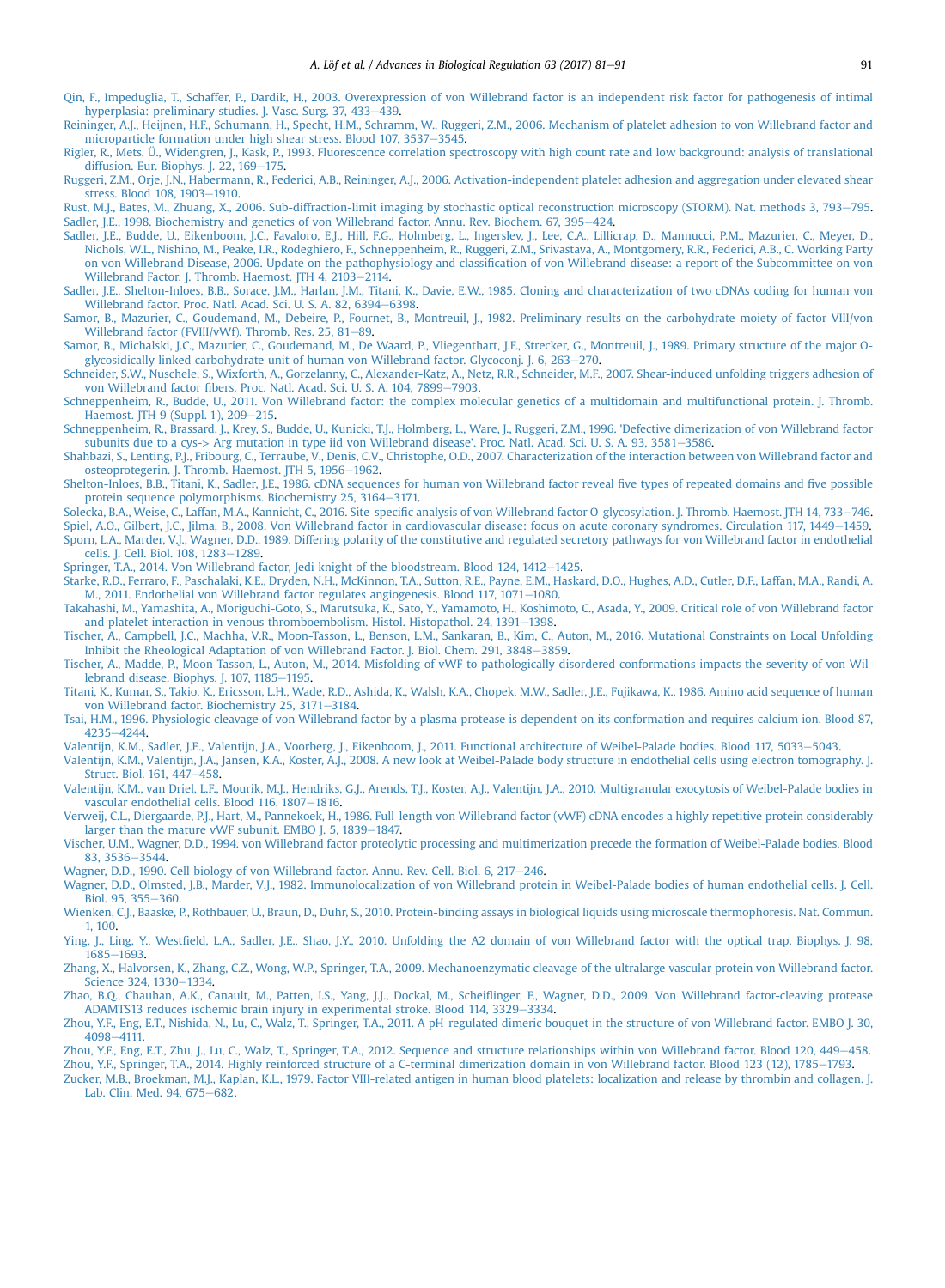Qin, F., Impeduglia, T., Schaffer, P., Dardik, H., 2003. Overexpression of von Willebrand factor is an independent risk factor for pathogenesis of intimal hyperplasia: preliminary studies. J. Vasc. Surg. 37, 433–439.

Reininger, A.J., Heijnen, H.F., Schumann, H., Specht, H.M., Schramm, W., Ruggeri, Z.M., 2006. Mechanism of platelet adhesion to von Willebrand factor and microparticle formation under high shear stress. Blood 107, 3537–3545.

Rigler, R., Mets, Ü., Widengren, J., Kask, P., 1993. Fluorescence correlation spectroscopy with high count rate and low background: analysis of translational diffusion. Eur. Biophys. J. 22, 169–175.

Ruggeri, Z.M., Orje, J.N., Habermann, R., Federici, A.B., Reininger, A.J., 2006. Activation-independent platelet adhesion and aggregation under elevated shear stress. Blood 108, 1903–1910.

Rust, M.J., Bates, M., Zhuang, X., 2006. Sub-diffraction-limit imaging by stochastic optical reconstruction microscopy (STORM). Nat. methods 3, 793–795.

Sadler, J.E., 1998. Biochemistry and genetics of von Willebrand factor. Annu. Rev. Biochem. 67, 395–424.

Sadler, J.E., Budde, U., Eikenboom, J.C., Favaloro, E.J., Hill, F.G., Holmberg, L., Ingerslev, J., Lee, C.A., Lillicrap, D., Mannucci, P.M., Mazurier, C., Meyer, D., Nichols, W.L., Nishino, M., Peake, I.R., Rodeghiero, F., Schneppenheim, R., Ruggeri, Z.M., Srivastava, A., Montgomery, R.R., Federici, A.B., C. Working Party on von Willebrand Disease, 2006. Update on the pathophysiology and classification of von Willebrand disease: a report of the Subcommittee on von Willebrand Factor. J. Thromb. Haemost. JTH 4, 2103–2114.

Sadler, J.E., Shelton-Inloes, B.B., Sorace, J.M., Harlan, J.M., Titani, K., Davie, E.W., 1985. Cloning and characterization of two cDNAs coding for human von Willebrand factor. Proc. Natl. Acad. Sci. U. S. A. 82, 6394–6398.

Samor, B., Mazurier, C., Goudemand, M., Debeire, P., Fournet, B., Montreuil, J., 1982. Preliminary results on the carbohydrate moiety of factor VIII/von Willebrand factor (FVIII/vWf). Thromb. Res. 25, 81–89.

Samor, B., Michalski, J.C., Mazurier, C., Goudemand, M., De Waard, P., Vliegenthart, J.F., Strecker, G., Montreuil, J., 1989. Primary structure of the major O-glycosidically linked carbohydrate unit of human von Willebrand factor. Glycoconj. J. 6, 263–270.

Schneider, S.W., Nuschele, S., Wixforth, A., Gorzelanny, C., Alexander-Katz, A., Netz, R.R., Schneider, M.F., 2007. Shear-induced unfolding triggers adhesion of von Willebrand factor fibers. Proc. Natl. Acad. Sci. U. S. A. 104, 7899–7903.

Schneppenheim, R., Budde, U., 2011. Von Willebrand factor: the complex molecular genetics of a multidomain and multifunctional protein. J. Thromb. Haemost. JTH 9 (Suppl. 1), 209–215.

Schneppenheim, R., Brassard, J., Krey, S., Budde, U., Kunicki, T.J., Holmberg, L., Ware, J., Ruggeri, Z.M., 1996. 'Defective dimerization of von Willebrand factor subunits due to a cys-> Arg mutation in type iid von Willebrand disease'. Proc. Natl. Acad. Sci. U. S. A. 93, 3581–3586.

Shahbazi, S., Lenting, P.J., Fribourg, C., Terraube, V., Denis, C.V., Christophe, O.D., 2007. Characterization of the interaction between von Willebrand factor and osteoprotegerin. J. Thromb. Haemost. JTH 5, 1956–1962.

Shelton-Inloes, B.B., Titani, K., Sadler, J.E., 1986. cDNA sequences for human von Willebrand factor reveal five types of repeated domains and five possible protein sequence polymorphisms. Biochemistry 25, 3164–3171.

Solecka, B.A., Weise, C., Laffan, M.A., Kannicht, C., 2016. Site-specific analysis of von Willebrand factor O-glycosylation. J. Thromb. Haemost. JTH 14, 733–746.

Spiel, A.O., Gilbert, J.C., Jilma, B., 2008. Von Willebrand factor in cardiovascular disease: focus on acute coronary syndromes. Circulation 117, 1449–1459.

Sporn, L.A., Marder, V.J., Wagner, D.D., 1989. Differing polarity of the constitutive and regulated secretory pathways for von Willebrand factor in endothelial cells. J. Cell. Biol. 108, 1283–1289.

Springer, T.A., 2014. Von Willebrand factor, Jedi knight of the bloodstream. Blood 124, 1412–1425.

Starke, R.D., Ferraro, F., Paschalaki, K.E., Dryden, N.H., McKinnon, T.A., Sutton, R.E., Payne, E.M., Haskard, D.O., Hughes, A.D., Cutler, D.F., Laffan, M.A., Randi, A. M., 2011. Endothelial von Willebrand factor regulates angiogenesis. Blood 117, 1071–1080.

Takahashi, M., Yamashita, A., Moriguchi-Goto, S., Marutsuka, K., Sato, Y., Yamamoto, H., Koshimoto, C., Asada, Y., 2009. Critical role of von Willebrand factor and platelet interaction in venous thromboembolism. Histol. Histopathol. 24, 1391–1398.

Tischer, A., Campbell, J.C., Machha, V.R., Moon-Tasson, L., Benson, L.M., Sankaran, B., Kim, C., Auton, M., 2016. Mutational Constraints on Local Unfolding Inhibit the Rheological Adaptation of von Willebrand Factor. J. Biol. Chem. 291, 3848–3859.

Tischer, A., Madde, P., Moon-Tasson, L., Auton, M., 2014. Misfolding of vWF to pathologically disordered conformations impacts the severity of von Willebrand disease. Biophys. J. 107, 1185–1195.

Titani, K., Kumar, S., Takio, K., Ericsson, L.H., Wade, R.D., Ashida, K., Walsh, K.A., Chopek, M.W., Sadler, J.E., Fujikawa, K., 1986. Amino acid sequence of human von Willebrand factor. Biochemistry 25, 3171–3184.

Tsai, H.M., 1996. Physiologic cleavage of von Willebrand factor by a plasma protease is dependent on its conformation and requires calcium ion. Blood 87, 4235–4244.

Valentijn, K.M., Sadler, J.E., Valentijn, J.A., Voorberg, J., Eikenboom, J., 2011. Functional architecture of Weibel-Palade bodies. Blood 117, 5033–5043.

Valentijn, K.M., Valentijn, J.A., Jansen, K.A., Koster, A.J., 2008. A new look at Weibel-Palade body structure in endothelial cells using electron tomography. J. Struct. Biol. 161, 447–458.

Valentijn, K.M., van Driel, L.F., Mourik, M.J., Hendriks, G.J., Arends, T.J., Koster, A.J., Valentijn, J.A., 2010. Multigranular exocytosis of Weibel-Palade bodies in vascular endothelial cells. Blood 116, 1807–1816.

Verweij, C.L., Diergaarde, P.J., Hart, M., Pannekoek, H., 1986. Full-length von Willebrand factor (vWF) cDNA encodes a highly repetitive protein considerably larger than the mature vWF subunit. EMBO J. 5, 1839–1847.

Vischer, U.M., Wagner, D.D., 1994. von Willebrand factor proteolytic processing and multimerization precede the formation of Weibel-Palade bodies. Blood 83, 3536–3544.

Wagner, D.D., 1990. Cell biology of von Willebrand factor. Annu. Rev. Cell. Biol. 6, 217–246.

Wagner, D.D., Olmsted, J.B., Marder, V.J., 1982. Immunolocalization of von Willebrand protein in Weibel-Palade bodies of human endothelial cells. J. Cell. Biol. 95, 355–360.

Wienken, C.J., Baaske, P., Rothbauer, U., Braun, D., Duhr, S., 2010. Protein-binding assays in biological liquids using microscale thermophoresis. Nat. Commun. 1, 100.

Ying, J., Ling, Y., Westfield, L.A., Sadler, J.E., Shao, J.Y., 2010. Unfolding the A2 domain of von Willebrand factor with the optical trap. Biophys. J. 98, 1685–1693.

Zhang, X., Halvorsen, K., Zhang, C.Z., Wong, W.P., Springer, T.A., 2009. Mechanoenzymatic cleavage of the ultralarge vascular protein von Willebrand factor. Science 324, 1330–1334.

Zhao, B.Q., Chauhan, A.K., Canault, M., Patten, I.S., Yang, J.J., Dockal, M., Scheiflinger, F., Wagner, D.D., 2009. Von Willebrand factor-cleaving protease ADAMTS13 reduces ischemic brain injury in experimental stroke. Blood 114, 3329–3334.

Zhou, Y.F., Eng, E.T., Nishida, N., Lu, C., Walz, T., Springer, T.A., 2011. A pH-regulated dimeric bouquet in the structure of von Willebrand factor. EMBO J. 30, 4098–4111.

Zhou, Y.F., Eng, E.T., Zhu, J., Lu, C., Walz, T., Springer, T.A., 2012. Sequence and structure relationships within von Willebrand factor. Blood 120, 449–458.

Zhou, Y.F., Springer, T.A., 2014. Highly reinforced structure of a C-terminal dimerization domain in von Willebrand factor. Blood 123 (12), 1785–1793.

Zucker, M.B., Broekman, M.J., Kaplan, K.L., 1979. Factor VIII-related antigen in human blood platelets: localization and release by thrombin and collagen. J. Lab. Clin. Med. 94, 675–682.